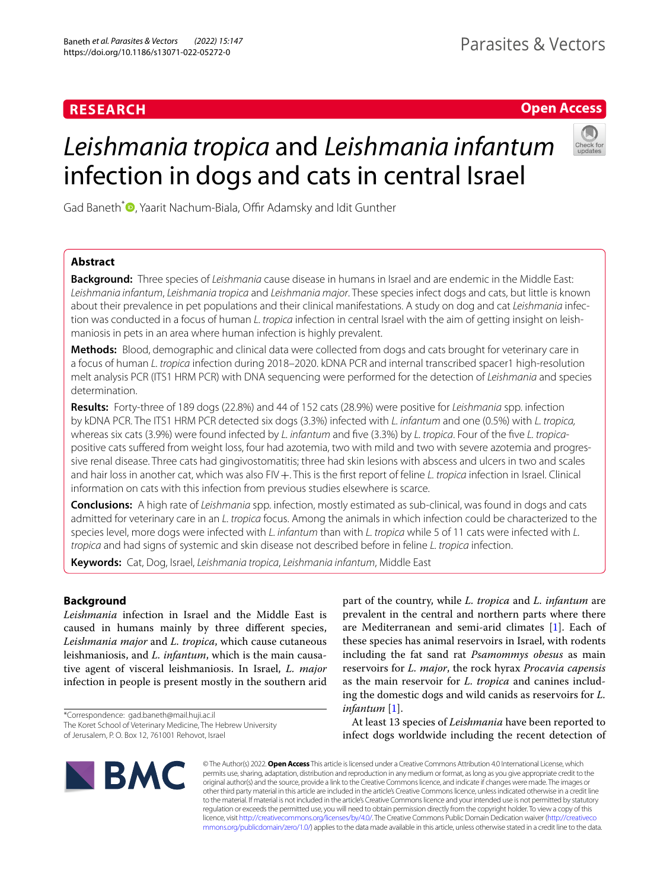**RESEARCH** **Open Access**

# *Leishmania tropica* and *Leishmania infantum* infection in dogs and cats in central Israel

Gad Baneth*, Yaarit Nachum-Biala, Offir Adamsky and Idit Gunther

## Abstract

**Background:** Three species of *Leishmania* cause disease in humans in Israel and are endemic in the Middle East: *Leishmania infantum*, *Leishmania tropica* and *Leishmania major*. These species infect dogs and cats, but little is known about their prevalence in pet populations and their clinical manifestations. A study on dog and cat *Leishmania* infection was conducted in a focus of human *L. tropica* infection in central Israel with the aim of getting insight on leishmaniosis in pets in an area where human infection is highly prevalent.

**Methods:** Blood, demographic and clinical data were collected from dogs and cats brought for veterinary care in a focus of human *L. tropica* infection during 2018–2020. kDNA PCR and internal transcribed spacer1 high-resolution melt analysis PCR (ITS1 HRM PCR) with DNA sequencing were performed for the detection of *Leishmania* and species determination.

**Results:** Forty-three of 189 dogs (22.8%) and 44 of 152 cats (28.9%) were positive for *Leishmania* spp. infection by kDNA PCR. The ITS1 HRM PCR detected six dogs (3.3%) infected with *L. infantum* and one (0.5%) with *L. tropica*, whereas six cats (3.9%) were found infected by *L. infantum* and five (3.3%) by *L. tropica*. Four of the five *L. tropica*-positive cats suffered from weight loss, four had azotemia, two with mild and two with severe azotemia and progressive renal disease. Three cats had gingivostomatitis; three had skin lesions with abscess and ulcers in two and scales and hair loss in another cat, which was also FIV+. This is the first report of feline *L. tropica* infection in Israel. Clinical information on cats with this infection from previous studies elsewhere is scarce.

**Conclusions:** A high rate of *Leishmania* spp. infection, mostly estimated as sub-clinical, was found in dogs and cats admitted for veterinary care in an *L. tropica* focus. Among the animals in which infection could be characterized to the species level, more dogs were infected with *L. infantum* than with *L. tropica* while 5 of 11 cats were infected with *L. tropica* and had signs of systemic and skin disease not described before in feline *L. tropica* infection.

**Keywords:** Cat, Dog, Israel, *Leishmania tropica*, *Leishmania infantum*, Middle East

## Background

*Leishmania* infection in Israel and the Middle East is caused in humans mainly by three different species, *Leishmania major* and *L. tropica*, which cause cutaneous leishmaniosis, and *L. infantum*, which is the main causative agent of visceral leishmaniosis. In Israel, *L. major* infection in people is present mostly in the southern arid part of the country, while *L. tropica* and *L. infantum* are prevalent in the central and northern parts where there are Mediterranean and semi-arid climates [1]. Each of these species has animal reservoirs in Israel, with rodents including the fat sand rat *Psamommys obesus* as main reservoirs for *L. major*, the rock hyrax *Procavia capensis* as the main reservoir for *L. tropica* and canines including the domestic dogs and wild canids as reservoirs for *L. infantum* [1].

At least 13 species of *Leishmania* have been reported to infect dogs worldwide including the recent detection of

*Correspondence: gad.baneth@mail.huji.ac.il
The Koret School of Veterinary Medicine, The Hebrew University of Jerusalem, P. O. Box 12, 761001 Rehovot, Israel

© The Author(s) 2022. **Open Access** This article is licensed under a Creative Commons Attribution 4.0 International License, which permits use, sharing, adaptation, distribution and reproduction in any medium or format, as long as you give appropriate credit to the original author(s) and the source, provide a link to the Creative Commons licence, and indicate if changes were made. The images or other third party material in this article are included in the article's Creative Commons licence, unless indicated otherwise in a credit line to the material. If material is not included in the article's Creative Commons licence and your intended use is not permitted by statutory regulation or exceeds the permitted use, you will need to obtain permission directly from the copyright holder. To view a copy of this licence, visit http://creativecommons.org/licenses/by/4.0/. The Creative Commons Public Domain Dedication waiver (http://creativecommons.org/publicdomain/zero/1.0/) applies to the data made available in this article, unless otherwise stated in a credit line to the data.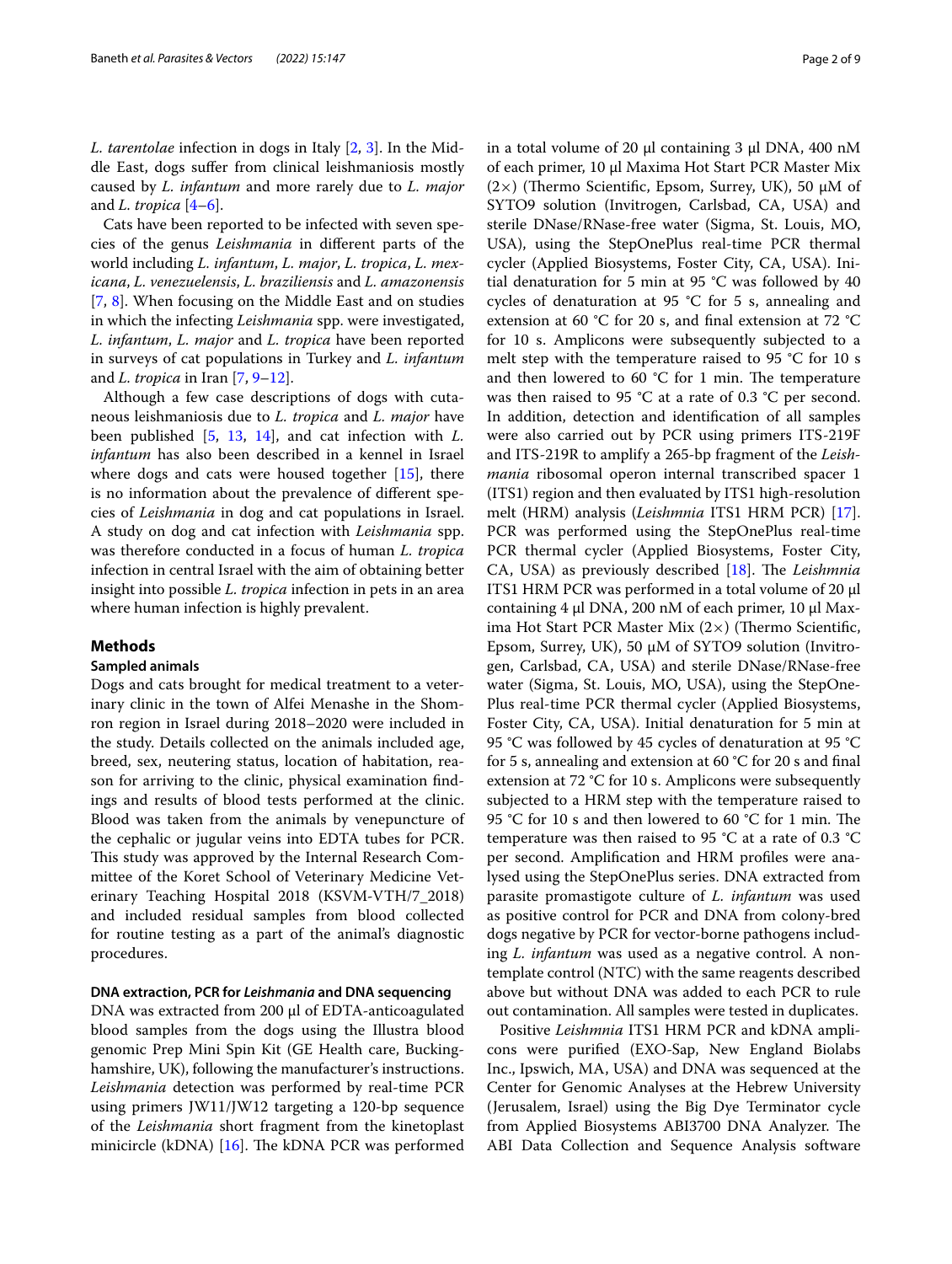*L. tarentolae* infection in dogs in Italy [2, 3]. In the Middle East, dogs suffer from clinical leishmaniosis mostly caused by *L. infantum* and more rarely due to *L. major* and *L. tropica* [4–6].

Cats have been reported to be infected with seven species of the genus *Leishmania* in different parts of the world including *L. infantum*, *L. major*, *L. tropica*, *L. mexicana*, *L. venezuelensis*, *L. braziliensis* and *L. amazonensis* [7, 8]. When focusing on the Middle East and on studies in which the infecting *Leishmania* spp. were investigated, *L. infantum*, *L. major* and *L. tropica* have been reported in surveys of cat populations in Turkey and *L. infantum* and *L. tropica* in Iran [7, 9–12].

Although a few case descriptions of dogs with cutaneous leishmaniosis due to *L. tropica* and *L. major* have been published [5, 13, 14], and cat infection with *L. infantum* has also been described in a kennel in Israel where dogs and cats were housed together [15], there is no information about the prevalence of different species of *Leishmania* in dog and cat populations in Israel. A study on dog and cat infection with *Leishmania* spp. was therefore conducted in a focus of human *L. tropica* infection in central Israel with the aim of obtaining better insight into possible *L. tropica* infection in pets in an area where human infection is highly prevalent.

## Methods

### Sampled animals

Dogs and cats brought for medical treatment to a veterinary clinic in the town of Alfei Menashe in the Shomron region in Israel during 2018–2020 were included in the study. Details collected on the animals included age, breed, sex, neutering status, location of habitation, reason for arriving to the clinic, physical examination findings and results of blood tests performed at the clinic. Blood was taken from the animals by venepuncture of the cephalic or jugular veins into EDTA tubes for PCR. This study was approved by the Internal Research Committee of the Koret School of Veterinary Medicine Veterinary Teaching Hospital 2018 (KSVM-VTH/7_2018) and included residual samples from blood collected for routine testing as a part of the animal's diagnostic procedures.

### DNA extraction, PCR for *Leishmania* and DNA sequencing

DNA was extracted from 200 µl of EDTA-anticoagulated blood samples from the dogs using the Illustra blood genomic Prep Mini Spin Kit (GE Health care, Buckinghamshire, UK), following the manufacturer's instructions. *Leishmania* detection was performed by real-time PCR using primers JW11/JW12 targeting a 120-bp sequence of the *Leishmania* short fragment from the kinetoplast minicircle (kDNA) [16]. The kDNA PCR was performed in a total volume of 20 µl containing 3 µl DNA, 400 nM of each primer, 10 µl Maxima Hot Start PCR Master Mix (2×) (Thermo Scientific, Epsom, Surrey, UK), 50 µM of SYTO9 solution (Invitrogen, Carlsbad, CA, USA) and sterile DNase/RNase-free water (Sigma, St. Louis, MO, USA), using the StepOnePlus real-time PCR thermal cycler (Applied Biosystems, Foster City, CA, USA). Initial denaturation for 5 min at 95 °C was followed by 40 cycles of denaturation at 95 °C for 5 s, annealing and extension at 60 °C for 20 s, and final extension at 72 °C for 10 s. Amplicons were subsequently subjected to a melt step with the temperature raised to 95 °C for 10 s and then lowered to 60 °C for 1 min. The temperature was then raised to 95 °C at a rate of 0.3 °C per second. In addition, detection and identification of all samples were also carried out by PCR using primers ITS-219F and ITS-219R to amplify a 265-bp fragment of the *Leishmania* ribosomal operon internal transcribed spacer 1 (ITS1) region and then evaluated by ITS1 high-resolution melt (HRM) analysis (*Leishmnia* ITS1 HRM PCR) [17]. PCR was performed using the StepOnePlus real-time PCR thermal cycler (Applied Biosystems, Foster City, CA, USA) as previously described [18]. The *Leishmnia* ITS1 HRM PCR was performed in a total volume of 20 µl containing 4 µl DNA, 200 nM of each primer, 10 µl Maxima Hot Start PCR Master Mix (2×) (Thermo Scientific, Epsom, Surrey, UK), 50 µM of SYTO9 solution (Invitrogen, Carlsbad, CA, USA) and sterile DNase/RNase-free water (Sigma, St. Louis, MO, USA), using the StepOnePlus real-time PCR thermal cycler (Applied Biosystems, Foster City, CA, USA). Initial denaturation for 5 min at 95 °C was followed by 45 cycles of denaturation at 95 °C for 5 s, annealing and extension at 60 °C for 20 s and final extension at 72 °C for 10 s. Amplicons were subsequently subjected to a HRM step with the temperature raised to 95 °C for 10 s and then lowered to 60 °C for 1 min. The temperature was then raised to 95 °C at a rate of 0.3 °C per second. Amplification and HRM profiles were analysed using the StepOnePlus series. DNA extracted from parasite promastigote culture of *L. infantum* was used as positive control for PCR and DNA from colony-bred dogs negative by PCR for vector-borne pathogens including *L. infantum* was used as a negative control. A non-template control (NTC) with the same reagents described above but without DNA was added to each PCR to rule out contamination. All samples were tested in duplicates.

Positive *Leishmnia* ITS1 HRM PCR and kDNA amplicons were purified (EXO-Sap, New England Biolabs Inc., Ipswich, MA, USA) and DNA was sequenced at the Center for Genomic Analyses at the Hebrew University (Jerusalem, Israel) using the Big Dye Terminator cycle from Applied Biosystems ABI3700 DNA Analyzer. The ABI Data Collection and Sequence Analysis software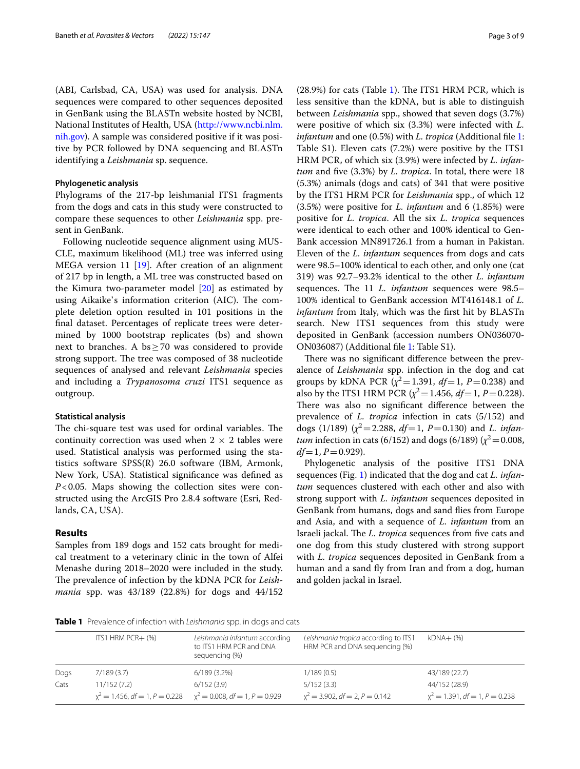(ABI, Carlsbad, CA, USA) was used for analysis. DNA sequences were compared to other sequences deposited in GenBank using the BLASTn website hosted by NCBI, National Institutes of Health, USA (http://www.ncbi.nlm.nih.gov). A sample was considered positive if it was positive by PCR followed by DNA sequencing and BLASTn identifying a *Leishmania* sp. sequence.

### Phylogenetic analysis

Phylograms of the 217-bp leishmanial ITS1 fragments from the dogs and cats in this study were constructed to compare these sequences to other *Leishmania* spp. present in GenBank.

Following nucleotide sequence alignment using MUSCLE, maximum likelihood (ML) tree was inferred using MEGA version 11 [19]. After creation of an alignment of 217 bp in length, a ML tree was constructed based on the Kimura two-parameter model [20] as estimated by using Aikaike's information criterion (AIC). The complete deletion option resulted in 101 positions in the final dataset. Percentages of replicate trees were determined by 1000 bootstrap replicates (bs) and shown next to branches. A bs ≥ 70 was considered to provide strong support. The tree was composed of 38 nucleotide sequences of analysed and relevant *Leishmania* species and including a *Trypanosoma cruzi* ITS1 sequence as outgroup.

### Statistical analysis

The chi-square test was used for ordinal variables. The continuity correction was used when 2 × 2 tables were used. Statistical analysis was performed using the statistics software SPSS(R) 26.0 software (IBM, Armonk, New York, USA). Statistical significance was defined as $P < 0.05$. Maps showing the collection sites were constructed using the ArcGIS Pro 2.8.4 software (Esri, Redlands, CA, USA).

## Results

Samples from 189 dogs and 152 cats brought for medical treatment to a veterinary clinic in the town of Alfei Menashe during 2018–2020 were included in the study. The prevalence of infection by the kDNA PCR for *Leishmania* spp. was 43/189 (22.8%) for dogs and 44/152 (28.9%) for cats (Table 1). The ITS1 HRM PCR, which is less sensitive than the kDNA, but is able to distinguish between *Leishmania* spp., showed that seven dogs (3.7%) were positive of which six (3.3%) were infected with *L. infantum* and one (0.5%) with *L. tropica* (Additional file 1: Table S1). Eleven cats (7.2%) were positive by the ITS1 HRM PCR, of which six (3.9%) were infected by *L. infantum* and five (3.3%) by *L. tropica*. In total, there were 18 (5.3%) animals (dogs and cats) of 341 that were positive by the ITS1 HRM PCR for *Leishmania* spp., of which 12 (3.5%) were positive for *L. infantum* and 6 (1.85%) were positive for *L. tropica*. All the six *L. tropica* sequences were identical to each other and 100% identical to GenBank accession MN891726.1 from a human in Pakistan. Eleven of the *L. infantum* sequences from dogs and cats were 98.5–100% identical to each other, and only one (cat 319) was 92.7–93.2% identical to the other *L. infantum* sequences. The 11 *L. infantum* sequences were 98.5–100% identical to GenBank accession MT416148.1 of *L. infantum* from Italy, which was the first hit by BLASTn search. New ITS1 sequences from this study were deposited in GenBank (accession numbers ON036070-ON036087) (Additional file 1: Table S1).

There was no significant difference between the prevalence of *Leishmania* spp. infection in the dog and cat groups by kDNA PCR ($\chi^2 = 1.391$, $df = 1$, $P = 0.238$) and also by the ITS1 HRM PCR ($\chi^2 = 1.456$, $df = 1$, $P = 0.228$). There was also no significant difference between the prevalence of *L. tropica* infection in cats (5/152) and dogs (1/189) ($\chi^2 = 2.288$, $df = 1$, $P = 0.130$) and *L. infantum* infection in cats (6/152) and dogs (6/189) ($\chi^2 = 0.008$, $df = 1$, $P = 0.929$).

Phylogenetic analysis of the positive ITS1 DNA sequences (Fig. 1) indicated that the dog and cat *L. infantum* sequences clustered with each other and also with strong support with *L. infantum* sequences deposited in GenBank from humans, dogs and sand flies from Europe and Asia, and with a sequence of *L. infantum* from an Israeli jackal. The *L. tropica* sequences from five cats and one dog from this study clustered with strong support with *L. tropica* sequences deposited in GenBank from a human and a sand fly from Iran and from a dog, human and golden jackal in Israel.

**Table 1** Prevalence of infection with *Leishmania* spp. in dogs and cats

| | ITS1 HRM PCR+ (%) | *Leishmania infantum* according to ITS1 HRM PCR and DNA sequencing (%) | *Leishmania tropica* according to ITS1 HRM PCR and DNA sequencing (%) | kDNA+ (%) |
|---|---|---|---|---|
| Dogs | 7/189 (3.7) | 6/189 (3.2%) | 1/189 (0.5) | 43/189 (22.7) |
| Cats | 11/152 (7.2) | 6/152 (3.9) | 5/152 (3.3) | 44/152 (28.9) |
| | $\chi^2 = 1.456$, $df = 1$, $P = 0.228$ | $\chi^2 = 0.008$, $df = 1$, $P = 0.929$ | $\chi^2 = 3.902$, $df = 2$, $P = 0.142$ | $\chi^2 = 1.391$, $df = 1$, $P = 0.238$ |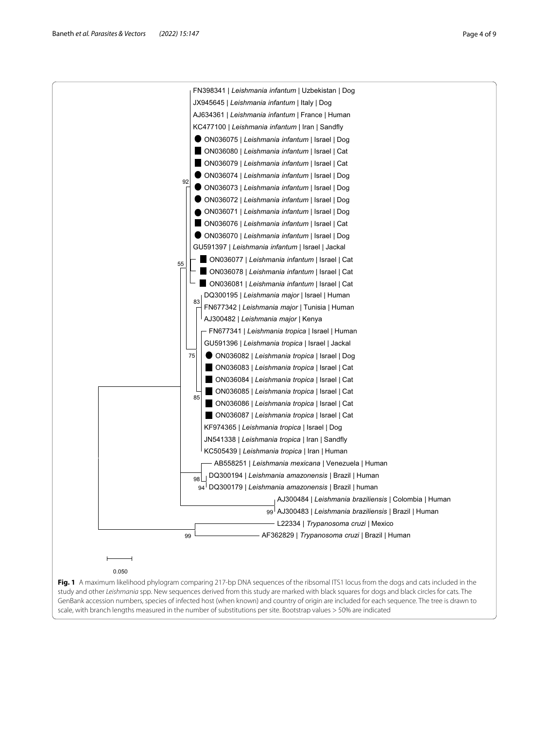FN398341 | *Leishmania infantum* | Uzbekistan | Dog
JX945645 | *Leishmania infantum* | Italy | Dog
AJ634361 | *Leishmania infantum* | France | Human
KC477100 | *Leishmania infantum* | Iran | Sandfly
ON036075 | *Leishmania infantum* | Israel | Dog
ON036080 | *Leishmania infantum* | Israel | Cat
ON036079 | *Leishmania infantum* | Israel | Cat
ON036074 | *Leishmania infantum* | Israel | Dog
ON036073 | *Leishmania infantum* | Israel | Dog
ON036072 | *Leishmania infantum* | Israel | Dog
ON036071 | *Leishmania infantum* | Israel | Dog
ON036076 | *Leishmania infantum* | Israel | Cat
ON036070 | *Leishmania infantum* | Israel | Dog
GU591397 | *Leishmania infantum* | Israel | Jackal
ON036077 | *Leishmania infantum* | Israel | Cat
ON036078 | *Leishmania infantum* | Israel | Cat
ON036081 | *Leishmania infantum* | Israel | Cat
DQ300195 | *Leishmania major* | Israel | Human
FN677342 | *Leishmania major* | Tunisia | Human
AJ300482 | *Leishmania major* | Kenya
FN677341 | *Leishmania tropica* | Israel | Human
GU591396 | *Leishmania tropica* | Israel | Jackal
ON036082 | *Leishmania tropica* | Israel | Dog
ON036083 | *Leishmania tropica* | Israel | Cat
ON036084 | *Leishmania tropica* | Israel | Cat
ON036085 | *Leishmania tropica* | Israel | Cat
ON036086 | *Leishmania tropica* | Israel | Cat
ON036087 | *Leishmania tropica* | Israel | Cat
KF974365 | *Leishmania tropica* | Israel | Dog
JN541338 | *Leishmania tropica* | Iran | Sandfly
KC505439 | *Leishmania tropica* | Iran | Human
AB558251 | *Leishmania mexicana* | Venezuela | Human
DQ300194 | *Leishmania amazonensis* | Brazil | Human
DQ300179 | *Leishmania amazonensis* | Brazil | human
AJ300484 | *Leishmania braziliensis* | Colombia | Human
AJ300483 | *Leishmania braziliensis* | Brazil | Human
L22334 | *Trypanosoma cruzi* | Mexico
AF362829 | *Trypanosoma cruzi* | Brazil | Human

0.050

**Fig. 1** A maximum likelihood phylogram comparing 217-bp DNA sequences of the ribsomal ITS1 locus from the dogs and cats included in the study and other *Leishmania* spp. New sequences derived from this study are marked with black squares for dogs and black circles for cats. The GenBank accession numbers, species of infected host (when known) and country of origin are included for each sequence. The tree is drawn to scale, with branch lengths measured in the number of substitutions per site. Bootstrap values > 50% are indicated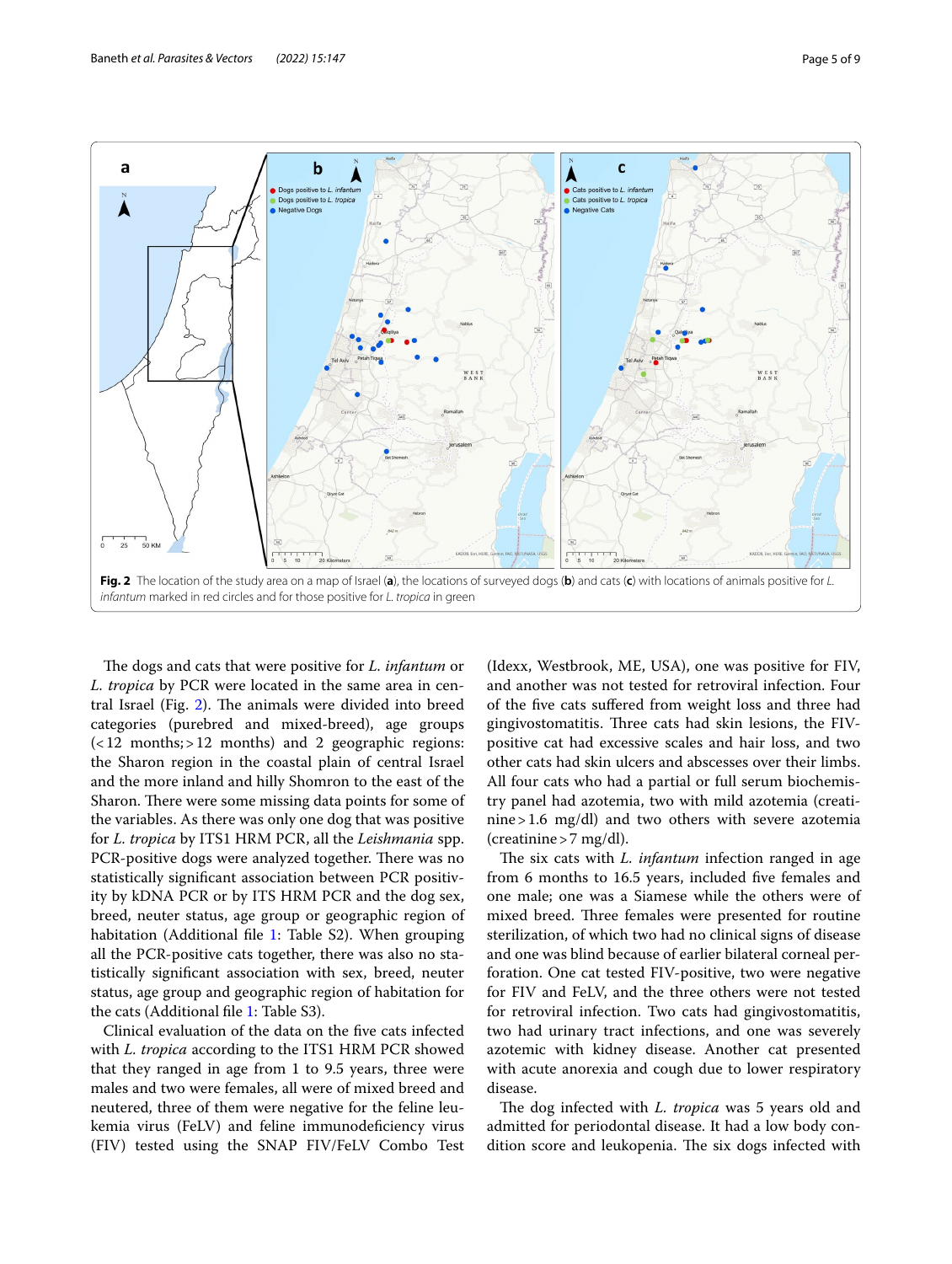Fig. 2 The location of the study area on a map of Israel (**a**), the locations of surveyed dogs (**b**) and cats (**c**) with locations of animals positive for *L. infantum* marked in red circles and for those positive for *L. tropica* in green

The dogs and cats that were positive for *L. infantum* or *L. tropica* by PCR were located in the same area in central Israel (Fig. 2). The animals were divided into breed categories (purebred and mixed-breed), age groups (< 12 months; > 12 months) and 2 geographic regions: the Sharon region in the coastal plain of central Israel and the more inland and hilly Shomron to the east of the Sharon. There were some missing data points for some of the variables. As there was only one dog that was positive for *L. tropica* by ITS1 HRM PCR, all the *Leishmania* spp. PCR-positive dogs were analyzed together. There was no statistically significant association between PCR positivity by kDNA PCR or by ITS HRM PCR and the dog sex, breed, neuter status, age group or geographic region of habitation (Additional file 1: Table S2). When grouping all the PCR-positive cats together, there was also no statistically significant association with sex, breed, neuter status, age group and geographic region of habitation for the cats (Additional file 1: Table S3).

Clinical evaluation of the data on the five cats infected with *L. tropica* according to the ITS1 HRM PCR showed that they ranged in age from 1 to 9.5 years, three were males and two were females, all were of mixed breed and neutered, three of them were negative for the feline leukemia virus (FeLV) and feline immunodeficiency virus (FIV) tested using the SNAP FIV/FeLV Combo Test (Idexx, Westbrook, ME, USA), one was positive for FIV, and another was not tested for retroviral infection. Four of the five cats suffered from weight loss and three had gingivostomatitis. Three cats had skin lesions, the FIV-positive cat had excessive scales and hair loss, and two other cats had skin ulcers and abscesses over their limbs. All four cats who had a partial or full serum biochemistry panel had azotemia, two with mild azotemia (creatinine > 1.6 mg/dl) and two others with severe azotemia (creatinine > 7 mg/dl).

The six cats with *L. infantum* infection ranged in age from 6 months to 16.5 years, included five females and one male; one was a Siamese while the others were of mixed breed. Three females were presented for routine sterilization, of which two had no clinical signs of disease and one was blind because of earlier bilateral corneal perforation. One cat tested FIV-positive, two were negative for FIV and FeLV, and the three others were not tested for retroviral infection. Two cats had gingivostomatitis, two had urinary tract infections, and one was severely azotemic with kidney disease. Another cat presented with acute anorexia and cough due to lower respiratory disease.

The dog infected with *L. tropica* was 5 years old and admitted for periodontal disease. It had a low body condition score and leukopenia. The six dogs infected with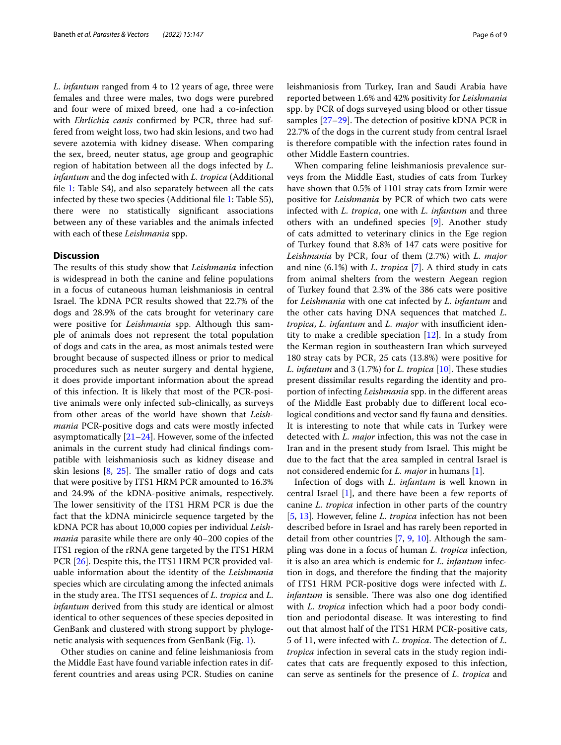*L. infantum* ranged from 4 to 12 years of age, three were females and three were males, two dogs were purebred and four were of mixed breed, one had a co-infection with *Ehrlichia canis* confirmed by PCR, three had suffered from weight loss, two had skin lesions, and two had severe azotemia with kidney disease. When comparing the sex, breed, neuter status, age group and geographic region of habitation between all the dogs infected by *L. infantum* and the dog infected with *L. tropica* (Additional file 1: Table S4), and also separately between all the cats infected by these two species (Additional file 1: Table S5), there were no statistically significant associations between any of these variables and the animals infected with each of these *Leishmania* spp.

## Discussion

The results of this study show that *Leishmania* infection is widespread in both the canine and feline populations in a focus of cutaneous human leishmaniosis in central Israel. The kDNA PCR results showed that 22.7% of the dogs and 28.9% of the cats brought for veterinary care were positive for *Leishmania* spp. Although this sample of animals does not represent the total population of dogs and cats in the area, as most animals tested were brought because of suspected illness or prior to medical procedures such as neuter surgery and dental hygiene, it does provide important information about the spread of this infection. It is likely that most of the PCR-positive animals were only infected sub-clinically, as surveys from other areas of the world have shown that *Leishmania* PCR-positive dogs and cats were mostly infected asymptomatically [21–24]. However, some of the infected animals in the current study had clinical findings compatible with leishmaniosis such as kidney disease and skin lesions [8, 25]. The smaller ratio of dogs and cats that were positive by ITS1 HRM PCR amounted to 16.3% and 24.9% of the kDNA-positive animals, respectively. The lower sensitivity of the ITS1 HRM PCR is due the fact that the kDNA minicircle sequence targeted by the kDNA PCR has about 10,000 copies per individual *Leishmania* parasite while there are only 40–200 copies of the ITS1 region of the rRNA gene targeted by the ITS1 HRM PCR [26]. Despite this, the ITS1 HRM PCR provided valuable information about the identity of the *Leishmania* species which are circulating among the infected animals in the study area. The ITS1 sequences of *L. tropica* and *L. infantum* derived from this study are identical or almost identical to other sequences of these species deposited in GenBank and clustered with strong support by phylogenetic analysis with sequences from GenBank (Fig. 1).

Other studies on canine and feline leishmaniosis from the Middle East have found variable infection rates in different countries and areas using PCR. Studies on canine leishmaniosis from Turkey, Iran and Saudi Arabia have reported between 1.6% and 42% positivity for *Leishmania* spp. by PCR of dogs surveyed using blood or other tissue samples [27–29]. The detection of positive kDNA PCR in 22.7% of the dogs in the current study from central Israel is therefore compatible with the infection rates found in other Middle Eastern countries.

When comparing feline leishmaniosis prevalence surveys from the Middle East, studies of cats from Turkey have shown that 0.5% of 1101 stray cats from Izmir were positive for *Leishmania* by PCR of which two cats were infected with *L. tropica*, one with *L. infantum* and three others with an undefined species [9]. Another study of cats admitted to veterinary clinics in the Ege region of Turkey found that 8.8% of 147 cats were positive for *Leishmania* by PCR, four of them (2.7%) with *L. major* and nine (6.1%) with *L. tropica* [7]. A third study in cats from animal shelters from the western Aegean region of Turkey found that 2.3% of the 386 cats were positive for *Leishmania* with one cat infected by *L. infantum* and the other cats having DNA sequences that matched *L. tropica*, *L. infantum* and *L. major* with insufficient identity to make a credible speciation [12]. In a study from the Kerman region in southeastern Iran which surveyed 180 stray cats by PCR, 25 cats (13.8%) were positive for *L. infantum* and 3 (1.7%) for *L. tropica* [10]. These studies present dissimilar results regarding the identity and proportion of infecting *Leishmania* spp. in the different areas of the Middle East probably due to different local ecological conditions and vector sand fly fauna and densities. It is interesting to note that while cats in Turkey were detected with *L. major* infection, this was not the case in Iran and in the present study from Israel. This might be due to the fact that the area sampled in central Israel is not considered endemic for *L. major* in humans [1].

Infection of dogs with *L. infantum* is well known in central Israel [1], and there have been a few reports of canine *L. tropica* infection in other parts of the country [5, 13]. However, feline *L. tropica* infection has not been described before in Israel and has rarely been reported in detail from other countries [7, 9, 10]. Although the sampling was done in a focus of human *L. tropica* infection, it is also an area which is endemic for *L. infantum* infection in dogs, and therefore the finding that the majority of ITS1 HRM PCR-positive dogs were infected with *L. infantum* is sensible. There was also one dog identified with *L. tropica* infection which had a poor body condition and periodontal disease. It was interesting to find out that almost half of the ITS1 HRM PCR-positive cats, 5 of 11, were infected with *L. tropica*. The detection of *L. tropica* infection in several cats in the study region indicates that cats are frequently exposed to this infection, can serve as sentinels for the presence of *L. tropica* and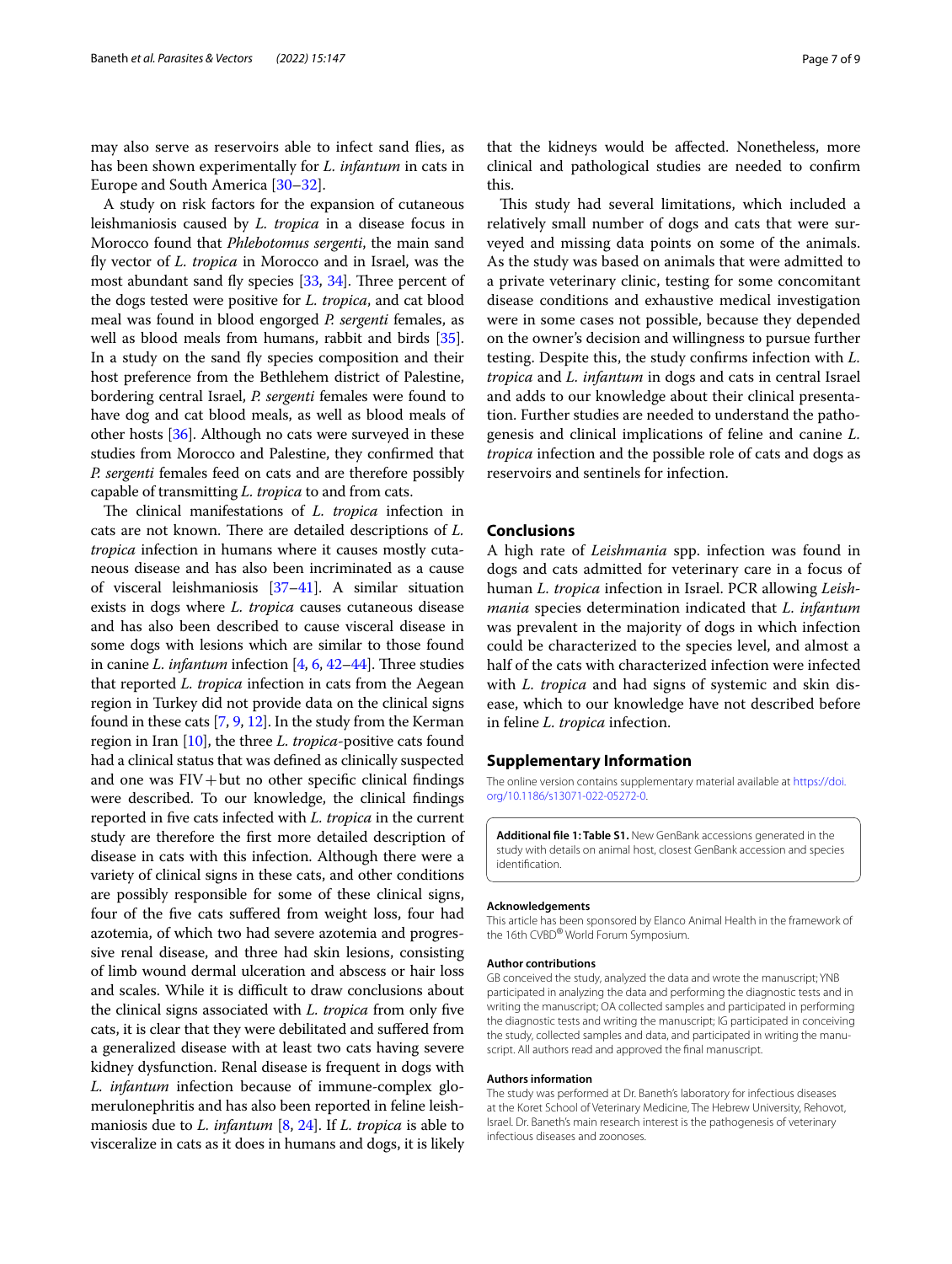may also serve as reservoirs able to infect sand flies, as has been shown experimentally for *L. infantum* in cats in Europe and South America [30–32].

A study on risk factors for the expansion of cutaneous leishmaniosis caused by *L. tropica* in a disease focus in Morocco found that *Phlebotomus sergenti*, the main sand fly vector of *L. tropica* in Morocco and in Israel, was the most abundant sand fly species [33, 34]. Three percent of the dogs tested were positive for *L. tropica*, and cat blood meal was found in blood engorged *P. sergenti* females, as well as blood meals from humans, rabbit and birds [35]. In a study on the sand fly species composition and their host preference from the Bethlehem district of Palestine, bordering central Israel, *P. sergenti* females were found to have dog and cat blood meals, as well as blood meals of other hosts [36]. Although no cats were surveyed in these studies from Morocco and Palestine, they confirmed that *P. sergenti* females feed on cats and are therefore possibly capable of transmitting *L. tropica* to and from cats.

The clinical manifestations of *L. tropica* infection in cats are not known. There are detailed descriptions of *L. tropica* infection in humans where it causes mostly cutaneous disease and has also been incriminated as a cause of visceral leishmaniosis [37–41]. A similar situation exists in dogs where *L. tropica* causes cutaneous disease and has also been described to cause visceral disease in some dogs with lesions which are similar to those found in canine *L. infantum* infection [4, 6, 42–44]. Three studies that reported *L. tropica* infection in cats from the Aegean region in Turkey did not provide data on the clinical signs found in these cats [7, 9, 12]. In the study from the Kerman region in Iran [10], the three *L. tropica*-positive cats found had a clinical status that was defined as clinically suspected and one was FIV+but no other specific clinical findings were described. To our knowledge, the clinical findings reported in five cats infected with *L. tropica* in the current study are therefore the first more detailed description of disease in cats with this infection. Although there were a variety of clinical signs in these cats, and other conditions are possibly responsible for some of these clinical signs, four of the five cats suffered from weight loss, four had azotemia, of which two had severe azotemia and progressive renal disease, and three had skin lesions, consisting of limb wound dermal ulceration and abscess or hair loss and scales. While it is difficult to draw conclusions about the clinical signs associated with *L. tropica* from only five cats, it is clear that they were debilitated and suffered from a generalized disease with at least two cats having severe kidney dysfunction. Renal disease is frequent in dogs with *L. infantum* infection because of immune-complex glomerulonephritis and has also been reported in feline leishmaniosis due to *L. infantum* [8, 24]. If *L. tropica* is able to visceralize in cats as it does in humans and dogs, it is likely that the kidneys would be affected. Nonetheless, more clinical and pathological studies are needed to confirm this.

This study had several limitations, which included a relatively small number of dogs and cats that were surveyed and missing data points on some of the animals. As the study was based on animals that were admitted to a private veterinary clinic, testing for some concomitant disease conditions and exhaustive medical investigation were in some cases not possible, because they depended on the owner's decision and willingness to pursue further testing. Despite this, the study confirms infection with *L. tropica* and *L. infantum* in dogs and cats in central Israel and adds to our knowledge about their clinical presentation. Further studies are needed to understand the pathogenesis and clinical implications of feline and canine *L. tropica* infection and the possible role of cats and dogs as reservoirs and sentinels for infection.

## Conclusions

A high rate of *Leishmania* spp. infection was found in dogs and cats admitted for veterinary care in a focus of human *L. tropica* infection in Israel. PCR allowing *Leishmania* species determination indicated that *L. infantum* was prevalent in the majority of dogs in which infection could be characterized to the species level, and almost a half of the cats with characterized infection were infected with *L. tropica* and had signs of systemic and skin disease, which to our knowledge have not described before in feline *L. tropica* infection.

## Supplementary Information

The online version contains supplementary material available at https://doi.org/10.1186/s13071-022-05272-0.

**Additional file 1: Table S1.** New GenBank accessions generated in the study with details on animal host, closest GenBank accession and species identification.

#### Acknowledgements

This article has been sponsored by Elanco Animal Health in the framework of the 16th CVBD® World Forum Symposium.

#### Author contributions

GB conceived the study, analyzed the data and wrote the manuscript; YNB participated in analyzing the data and performing the diagnostic tests and in writing the manuscript; OA collected samples and participated in performing the diagnostic tests and writing the manuscript; IG participated in conceiving the study, collected samples and data, and participated in writing the manuscript. All authors read and approved the final manuscript.

#### Authors information

The study was performed at Dr. Baneth's laboratory for infectious diseases at the Koret School of Veterinary Medicine, The Hebrew University, Rehovot, Israel. Dr. Baneth's main research interest is the pathogenesis of veterinary infectious diseases and zoonoses.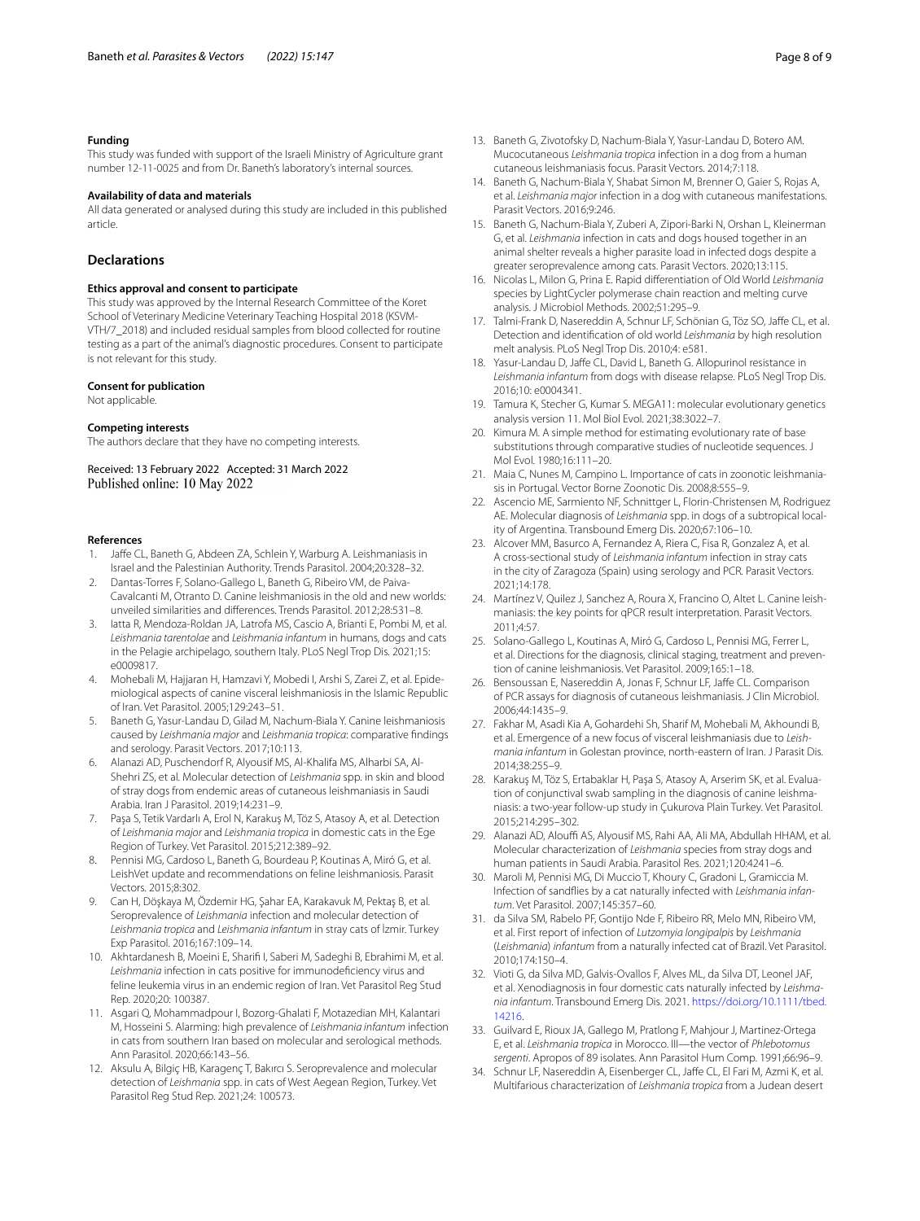### Funding

This study was funded with support of the Israeli Ministry of Agriculture grant number 12-11-0025 and from Dr. Baneth's laboratory's internal sources.

### Availability of data and materials

All data generated or analysed during this study are included in this published article.

## Declarations

### Ethics approval and consent to participate

This study was approved by the Internal Research Committee of the Koret School of Veterinary Medicine Veterinary Teaching Hospital 2018 (KSVM-VTH/7_2018) and included residual samples from blood collected for routine testing as a part of the animal's diagnostic procedures. Consent to participate is not relevant for this study.

### Consent for publication

Not applicable.

### Competing interests

The authors declare that they have no competing interests.

Received: 13 February 2022 Accepted: 31 March 2022
Published online: 10 May 2022

### References

1. Jaffe CL, Baneth G, Abdeen ZA, Schlein Y, Warburg A. Leishmaniasis in Israel and the Palestinian Authority. Trends Parasitol. 2004;20:328–32.
2. Dantas-Torres F, Solano-Gallego L, Baneth G, Ribeiro VM, de Paiva-Cavalcanti M, Otranto D. Canine leishmaniosis in the old and new worlds: unveiled similarities and differences. Trends Parasitol. 2012;28:531–8.
3. Iatta R, Mendoza-Roldan JA, Latrofa MS, Cascio A, Brianti E, Pombi M, et al. *Leishmania tarentolae* and *Leishmania infantum* in humans, dogs and cats in the Pelagie archipelago, southern Italy. PLoS Negl Trop Dis. 2021;15: e0009817.
4. Mohebali M, Hajjaran H, Hamzavi Y, Mobedi I, Arshi S, Zarei Z, et al. Epidemiological aspects of canine visceral leishmaniosis in the Islamic Republic of Iran. Vet Parasitol. 2005;129:243–51.
5. Baneth G, Yasur-Landau D, Gilad M, Nachum-Biala Y. Canine leishmaniosis caused by *Leishmania major* and *Leishmania tropica*: comparative findings and serology. Parasit Vectors. 2017;10:113.
6. Alanazi AD, Puschendorf R, Alyousif MS, Al-Khalifa MS, Alharbi SA, Al-Shehri ZS, et al. Molecular detection of *Leishmania* spp. in skin and blood of stray dogs from endemic areas of cutaneous leishmaniasis in Saudi Arabia. Iran J Parasitol. 2019;14:231–9.
7. Paşa S, Tetik Vardarlı A, Erol N, Karakuş M, Töz S, Atasoy A, et al. Detection of *Leishmania major* and *Leishmania tropica* in domestic cats in the Ege Region of Turkey. Vet Parasitol. 2015;212:389–92.
8. Pennisi MG, Cardoso L, Baneth G, Bourdeau P, Koutinas A, Miró G, et al. LeishVet update and recommendations on feline leishmaniosis. Parasit Vectors. 2015;8:302.
9. Can H, Döşkaya M, Özdemir HG, Şahar EA, Karakavuk M, Pektaş B, et al. Seroprevalence of *Leishmania* infection and molecular detection of *Leishmania tropica* and *Leishmania infantum* in stray cats of İzmir. Turkey Exp Parasitol. 2016;167:109–14.
10. Akhtardanesh B, Moeini E, Sharifi I, Saberi M, Sadeghi B, Ebrahimi M, et al. *Leishmania* infection in cats positive for immunodeficiency virus and feline leukemia virus in an endemic region of Iran. Vet Parasitol Reg Stud Rep. 2020;20: 100387.
11. Asgari Q, Mohammadpour I, Bozorg-Ghalati F, Motazedian MH, Kalantari M, Hosseini S. Alarming: high prevalence of *Leishmania infantum* infection in cats from southern Iran based on molecular and serological methods. Ann Parasitol. 2020;66:143–56.
12. Aksulu A, Bilgiç HB, Karagenç T, Bakırcı S. Seroprevalence and molecular detection of *Leishmania* spp. in cats of West Aegean Region, Turkey. Vet Parasitol Reg Stud Rep. 2021;24: 100573.
13. Baneth G, Zivotofsky D, Nachum-Biala Y, Yasur-Landau D, Botero AM. Mucocutaneous *Leishmania tropica* infection in a dog from a human cutaneous leishmaniasis focus. Parasit Vectors. 2014;7:118.
14. Baneth G, Nachum-Biala Y, Shabat Simon M, Brenner O, Gaier S, Rojas A, et al. *Leishmania major* infection in a dog with cutaneous manifestations. Parasit Vectors. 2016;9:246.
15. Baneth G, Nachum-Biala Y, Zuberi A, Zipori-Barki N, Orshan L, Kleinerman G, et al. *Leishmania* infection in cats and dogs housed together in an animal shelter reveals a higher parasite load in infected dogs despite a greater seroprevalence among cats. Parasit Vectors. 2020;13:115.
16. Nicolas L, Milon G, Prina E. Rapid differentiation of Old World *Leishmania* species by LightCycler polymerase chain reaction and melting curve analysis. J Microbiol Methods. 2002;51:295–9.
17. Talmi-Frank D, Nasereddin A, Schnur LF, Schönian G, Töz SO, Jaffe CL, et al. Detection and identification of old world *Leishmania* by high resolution melt analysis. PLoS Negl Trop Dis. 2010;4: e581.
18. Yasur-Landau D, Jaffe CL, David L, Baneth G. Allopurinol resistance in *Leishmania infantum* from dogs with disease relapse. PLoS Negl Trop Dis. 2016;10: e0004341.
19. Tamura K, Stecher G, Kumar S. MEGA11: molecular evolutionary genetics analysis version 11. Mol Biol Evol. 2021;38:3022–7.
20. Kimura M. A simple method for estimating evolutionary rate of base substitutions through comparative studies of nucleotide sequences. J Mol Evol. 1980;16:111–20.
21. Maia C, Nunes M, Campino L. Importance of cats in zoonotic leishmaniasis in Portugal. Vector Borne Zoonotic Dis. 2008;8:555–9.
22. Ascencio ME, Sarmiento NF, Schnittger L, Florin-Christensen M, Rodriguez AE. Molecular diagnosis of *Leishmania* spp. in dogs of a subtropical locality of Argentina. Transbound Emerg Dis. 2020;67:106–10.
23. Alcover MM, Basurco A, Fernandez A, Riera C, Fisa R, Gonzalez A, et al. A cross-sectional study of *Leishmania infantum* infection in stray cats in the city of Zaragoza (Spain) using serology and PCR. Parasit Vectors. 2021;14:178.
24. Martínez V, Quilez J, Sanchez A, Roura X, Francino O, Altet L. Canine leishmaniasis: the key points for qPCR result interpretation. Parasit Vectors. 2011;4:57.
25. Solano-Gallego L, Koutinas A, Miró G, Cardoso L, Pennisi MG, Ferrer L, et al. Directions for the diagnosis, clinical staging, treatment and prevention of canine leishmaniosis. Vet Parasitol. 2009;165:1–18.
26. Bensoussan E, Nasereddin A, Jonas F, Schnur LF, Jaffe CL. Comparison of PCR assays for diagnosis of cutaneous leishmaniasis. J Clin Microbiol. 2006;44:1435–9.
27. Fakhar M, Asadi Kia A, Gohardehi Sh, Sharif M, Mohebali M, Akhoundi B, et al. Emergence of a new focus of visceral leishmaniasis due to *Leishmania infantum* in Golestan province, north-eastern of Iran. J Parasit Dis. 2014;38:255–9.
28. Karakuş M, Töz S, Ertabaklar H, Paşa S, Atasoy A, Arserim SK, et al. Evaluation of conjunctival swab sampling in the diagnosis of canine leishmaniasis: a two-year follow-up study in Çukurova Plain Turkey. Vet Parasitol. 2015;214:295–302.
29. Alanazi AD, Alouffi AS, Alyousif MS, Rahi AA, Ali MA, Abdullah HHAM, et al. Molecular characterization of *Leishmania* species from stray dogs and human patients in Saudi Arabia. Parasitol Res. 2021;120:4241–6.
30. Maroli M, Pennisi MG, Di Muccio T, Khoury C, Gradoni L, Gramiccia M. Infection of sandflies by a cat naturally infected with *Leishmania infantum*. Vet Parasitol. 2007;145:357–60.
31. da Silva SM, Rabelo PF, Gontijo Nde F, Ribeiro RR, Melo MN, Ribeiro VM, et al. First report of infection of *Lutzomyia longipalpis* by *Leishmania* (*Leishmania*) *infantum* from a naturally infected cat of Brazil. Vet Parasitol. 2010;174:150–4.
32. Vioti G, da Silva MD, Galvis-Ovallos F, Alves ML, da Silva DT, Leonel JAF, et al. Xenodiagnosis in four domestic cats naturally infected by *Leishmania infantum*. Transbound Emerg Dis. 2021. https://doi.org/10.1111/tbed.14216.
33. Guilvard E, Rioux JA, Gallego M, Pratlong F, Mahjour J, Martinez-Ortega E, et al. *Leishmania tropica* in Morocco. III—the vector of *Phlebotomus sergenti*. Apropos of 89 isolates. Ann Parasitol Hum Comp. 1991;66:96–9.
34. Schnur LF, Nasereddin A, Eisenberger CL, Jaffe CL, El Fari M, Azmi K, et al. Multifarious characterization of *Leishmania tropica* from a Judean desert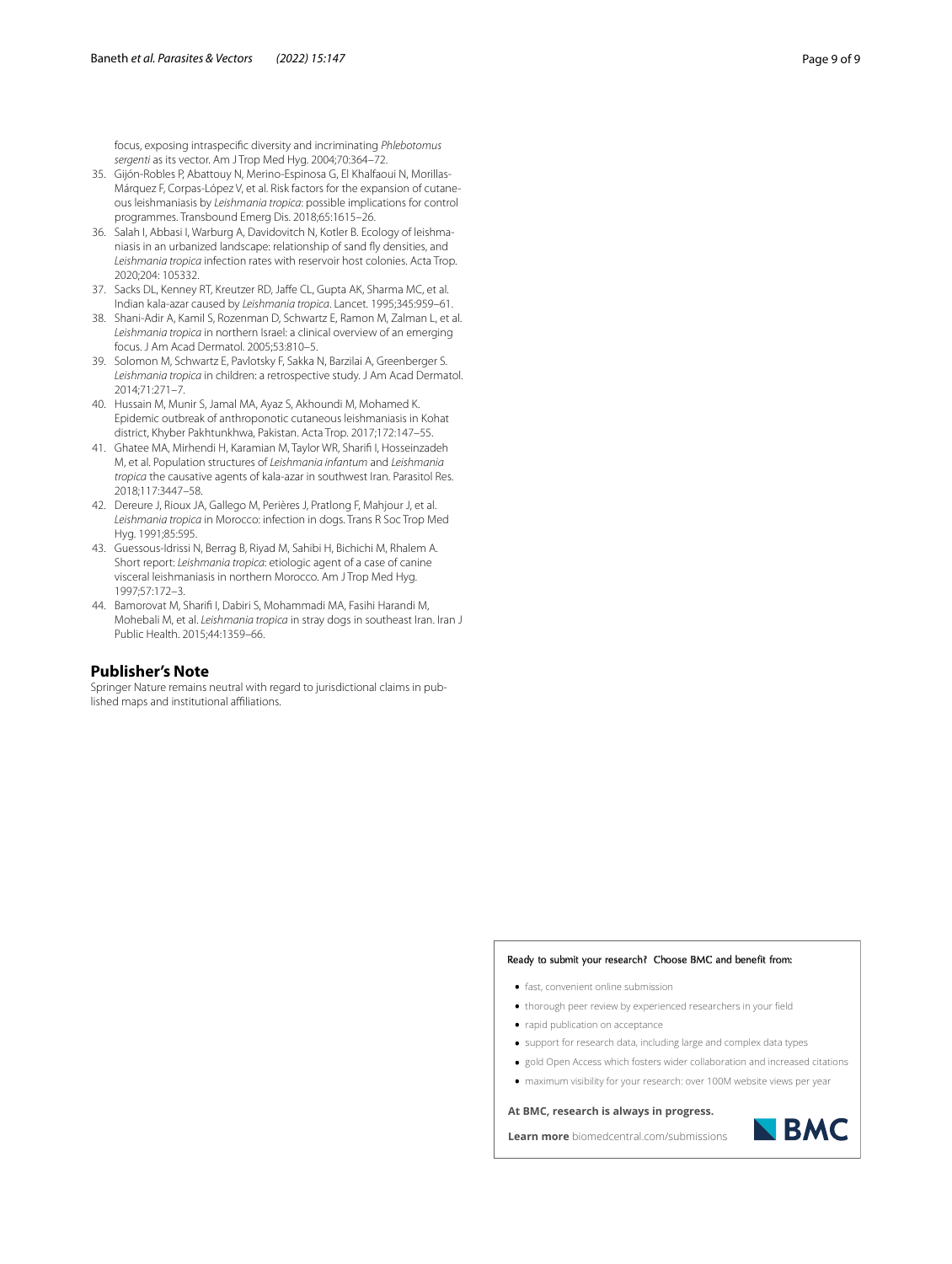focus, exposing intraspecific diversity and incriminating *Phlebotomus sergenti* as its vector. Am J Trop Med Hyg. 2004;70:364–72.

35. Gijón-Robles P, Abattouy N, Merino-Espinosa G, El Khalfaoui N, Morillas-Márquez F, Corpas-López V, et al. Risk factors for the expansion of cutaneous leishmaniasis by *Leishmania tropica*: possible implications for control programmes. Transbound Emerg Dis. 2018;65:1615–26.
36. Salah I, Abbasi I, Warburg A, Davidovitch N, Kotler B. Ecology of leishmaniasis in an urbanized landscape: relationship of sand fly densities, and *Leishmania tropica* infection rates with reservoir host colonies. Acta Trop. 2020;204: 105332.
37. Sacks DL, Kenney RT, Kreutzer RD, Jaffe CL, Gupta AK, Sharma MC, et al. Indian kala-azar caused by *Leishmania tropica*. Lancet. 1995;345:959–61.
38. Shani-Adir A, Kamil S, Rozenman D, Schwartz E, Ramon M, Zalman L, et al. *Leishmania tropica* in northern Israel: a clinical overview of an emerging focus. J Am Acad Dermatol. 2005;53:810–5.
39. Solomon M, Schwartz E, Pavlotsky F, Sakka N, Barzilai A, Greenberger S. *Leishmania tropica* in children: a retrospective study. J Am Acad Dermatol. 2014;71:271–7.
40. Hussain M, Munir S, Jamal MA, Ayaz S, Akhoundi M, Mohamed K. Epidemic outbreak of anthroponotic cutaneous leishmaniasis in Kohat district, Khyber Pakhtunkhwa, Pakistan. Acta Trop. 2017;172:147–55.
41. Ghatee MA, Mirhendi H, Karamian M, Taylor WR, Sharifi I, Hosseinzadeh M, et al. Population structures of *Leishmania infantum* and *Leishmania tropica* the causative agents of kala-azar in southwest Iran. Parasitol Res. 2018;117:3447–58.
42. Dereure J, Rioux JA, Gallego M, Perières J, Pratlong F, Mahjour J, et al. *Leishmania tropica* in Morocco: infection in dogs. Trans R Soc Trop Med Hyg. 1991;85:595.
43. Guessous-Idrissi N, Berrag B, Riyad M, Sahibi H, Bichichi M, Rhalem A. Short report: *Leishmania tropica*: etiologic agent of a case of canine visceral leishmaniasis in northern Morocco. Am J Trop Med Hyg. 1997;57:172–3.
44. Bamorovat M, Sharifi I, Dabiri S, Mohammadi MA, Fasihi Harandi M, Mohebali M, et al. *Leishmania tropica* in stray dogs in southeast Iran. Iran J Public Health. 2015;44:1359–66.

## Publisher's Note

Springer Nature remains neutral with regard to jurisdictional claims in published maps and institutional affiliations.

Ready to submit your research? Choose BMC and benefit from:

- fast, convenient online submission
- thorough peer review by experienced researchers in your field
- rapid publication on acceptance
- support for research data, including large and complex data types
- gold Open Access which fosters wider collaboration and increased citations
- maximum visibility for your research: over 100M website views per year

**At BMC, research is always in progress.**

**Learn more** biomedcentral.com/submissions